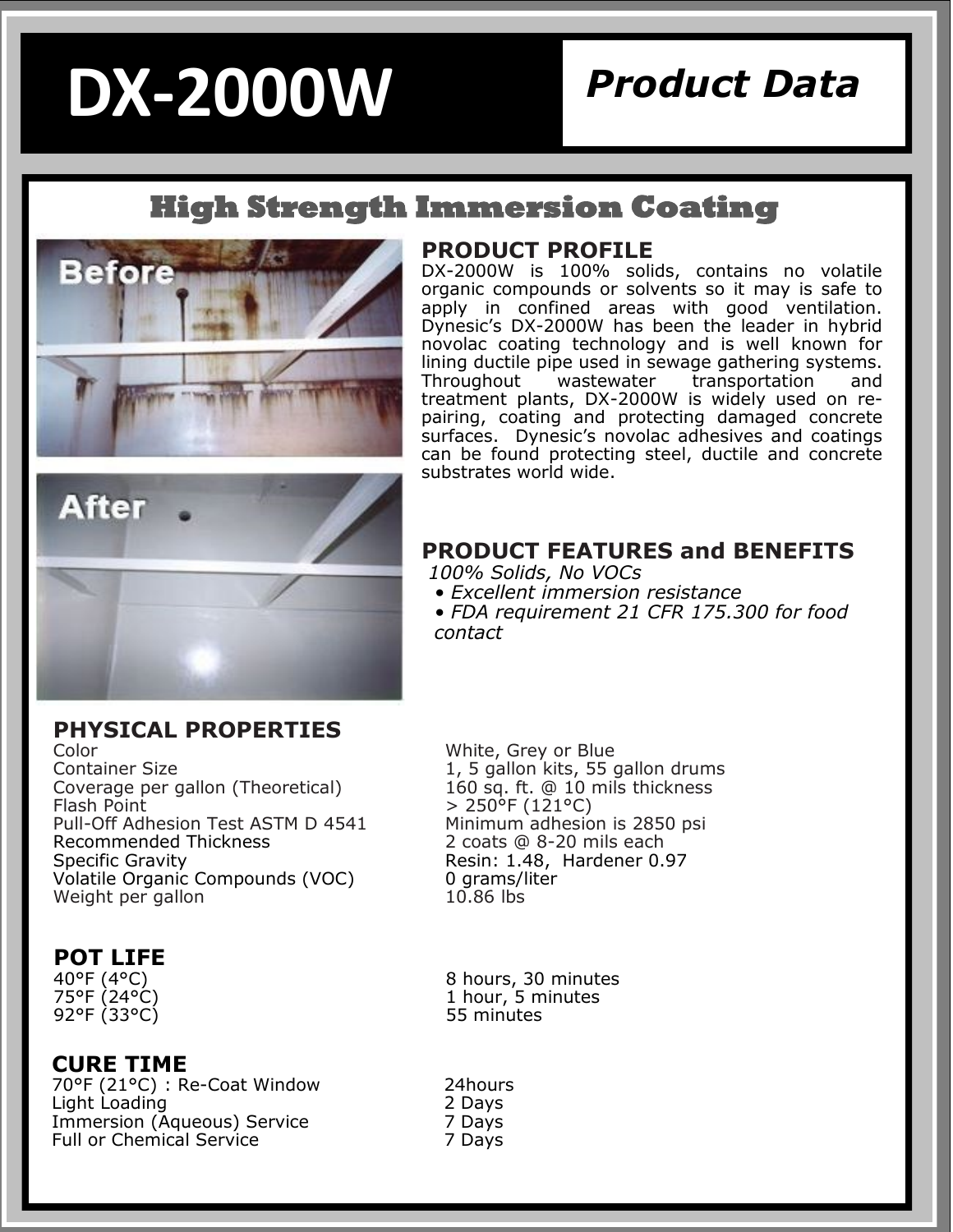# DX-2000W

## Product Data

## High Strength Immersion Coating

### PRODUCT PROFILE

DX-2000W is 100% solids, contains no volatile organic compounds or solvents so it may is safe to apply in confined areas with good ventilation. Dynesic's DX-2000W has been the leader in hybrid novolac coating technology and is well known for lining ductile pipe used in sewage gathering systems. Throughout wastewater transportation and treatment plants, DX-2000W is widely used on re-pairing, coating and protecting damaged concrete surfaces. Dynesic's novolac adhesives and coatings can be found protecting steel, ductile and concrete substrates world wide.

### PRODUCT FEATURES and BENEFITS

*100% Solids, No VOCs*

- *Excellent immersion resistance*
- *FDA requirement 21 CFR 175.300 for food contact*

### PHYSICAL PROPERTIES

| | |
|---|---|
| Color | White, Grey or Blue |
| Container Size | 1, 5 gallon kits, 55 gallon drums |
| Coverage per gallon (Theoretical) | 160 sq. ft. @ 10 mils thickness |
| Flash Point | > 250°F (121°C) |
| Pull-Off Adhesion Test ASTM D 4541 | Minimum adhesion is 2850 psi |
| Recommended Thickness | 2 coats @ 8-20 mils each |
| Specific Gravity | Resin: 1.48, Hardener 0.97 |
| Volatile Organic Compounds (VOC) | 0 grams/liter |
| Weight per gallon | 10.86 lbs |

### POT LIFE

| | |
|---|---|
| 40°F (4°C) | 8 hours, 30 minutes |
| 75°F (24°C) | 1 hour, 5 minutes |
| 92°F (33°C) | 55 minutes |

### CURE TIME

| | |
|---|---|
| 70°F (21°C) : Re-Coat Window | 24hours |
| Light Loading | 2 Days |
| Immersion (Aqueous) Service | 7 Days |
| Full or Chemical Service | 7 Days |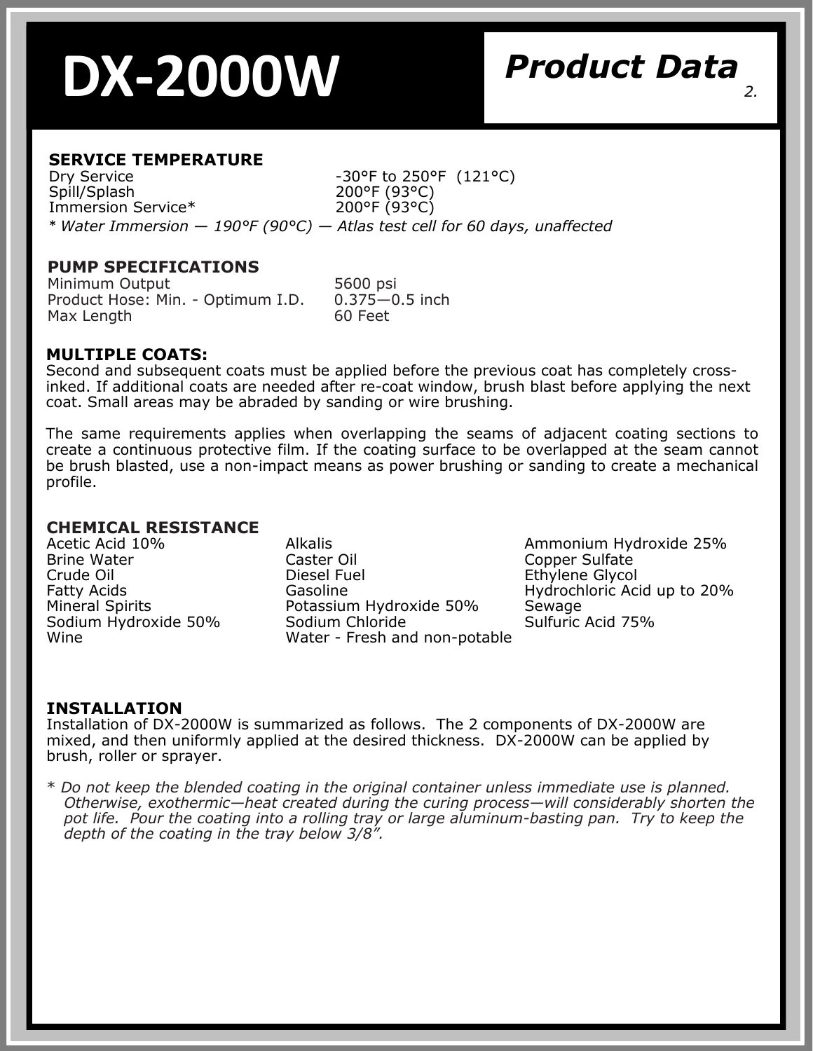# DX-2000W

## Product Data

### SERVICE TEMPERATURE

| | |
|---|---|
| Dry Service | -30°F to 250°F (121°C) |
| Spill/Splash | 200°F (93°C) |
| Immersion Service* | 200°F (93°C) |

*\* Water Immersion — 190°F (90°C) — Atlas test cell for 60 days, unaffected*

### PUMP SPECIFICATIONS

| | |
|---|---|
| Minimum Output | 5600 psi |
| Product Hose: Min. - Optimum I.D. | 0.375—0.5 inch |
| Max Length | 60 Feet |

### MULTIPLE COATS:

Second and subsequent coats must be applied before the previous coat has completely cross-inked. If additional coats are needed after re-coat window, brush blast before applying the next coat. Small areas may be abraded by sanding or wire brushing.

The same requirements applies when overlapping the seams of adjacent coating sections to create a continuous protective film. If the coating surface to be overlapped at the seam cannot be brush blasted, use a non-impact means as power brushing or sanding to create a mechanical profile.

### CHEMICAL RESISTANCE

| | | |
|---|---|---|
| Acetic Acid 10% | Alkalis | Ammonium Hydroxide 25% |
| Brine Water | Caster Oil | Copper Sulfate |
| Crude Oil | Diesel Fuel | Ethylene Glycol |
| Fatty Acids | Gasoline | Hydrochloric Acid up to 20% |
| Mineral Spirits | Potassium Hydroxide 50% | Sewage |
| Sodium Hydroxide 50% | Sodium Chloride | Sulfuric Acid 75% |
| Wine | Water - Fresh and non-potable | |

### INSTALLATION

Installation of DX-2000W is summarized as follows. The 2 components of DX-2000W are mixed, and then uniformly applied at the desired thickness. DX-2000W can be applied by brush, roller or sprayer.

*\* Do not keep the blended coating in the original container unless immediate use is planned. Otherwise, exothermic—heat created during the curing process—will considerably shorten the pot life. Pour the coating into a rolling tray or large aluminum-basting pan. Try to keep the depth of the coating in the tray below 3/8".*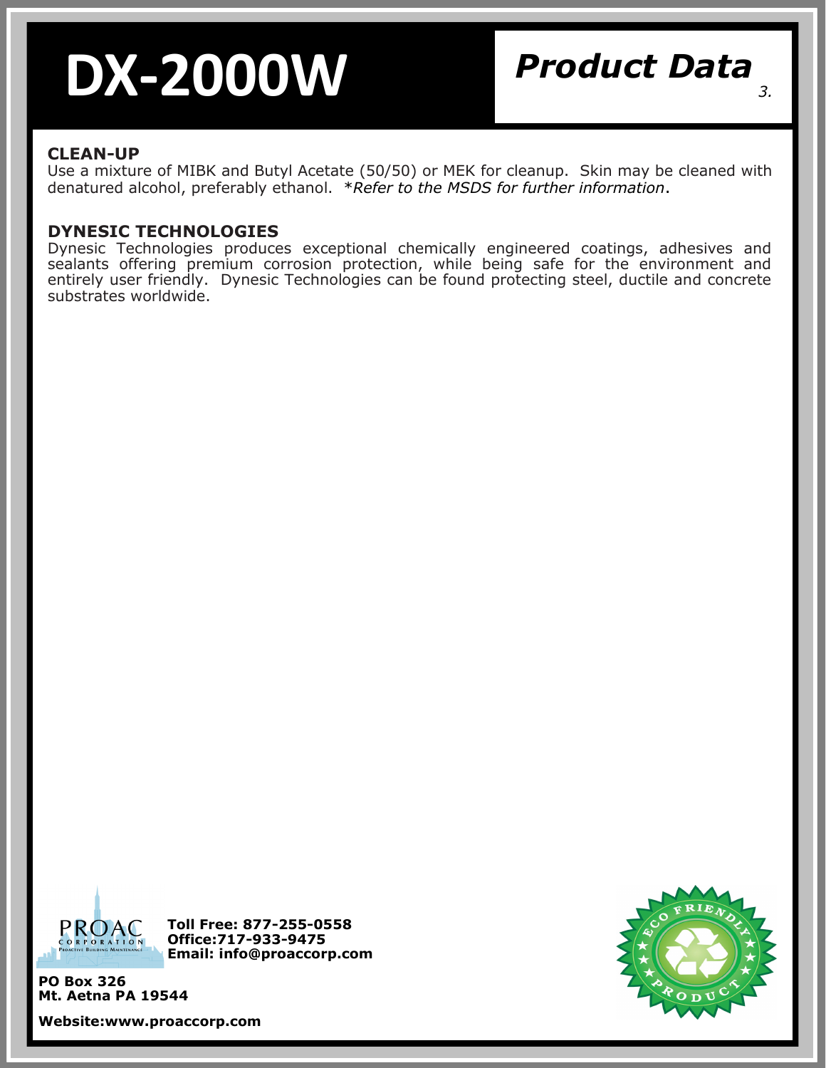# DX-2000W

## Product Data

### CLEAN-UP

Use a mixture of MIBK and Butyl Acetate (50/50) or MEK for cleanup. Skin may be cleaned with denatured alcohol, preferably ethanol. **Refer to the MSDS for further information*.

### DYNESIC TECHNOLOGIES

Dynesic Technologies produces exceptional chemically engineered coatings, adhesives and sealants offering premium corrosion protection, while being safe for the environment and entirely user friendly. Dynesic Technologies can be found protecting steel, ductile and concrete substrates worldwide.

**Toll Free: 877-255-0558**
**Office:717-933-9475**
**Email: info@proaccorp.com**

**PO Box 326**
**Mt. Aetna PA 19544**

**Website:www.proaccorp.com**